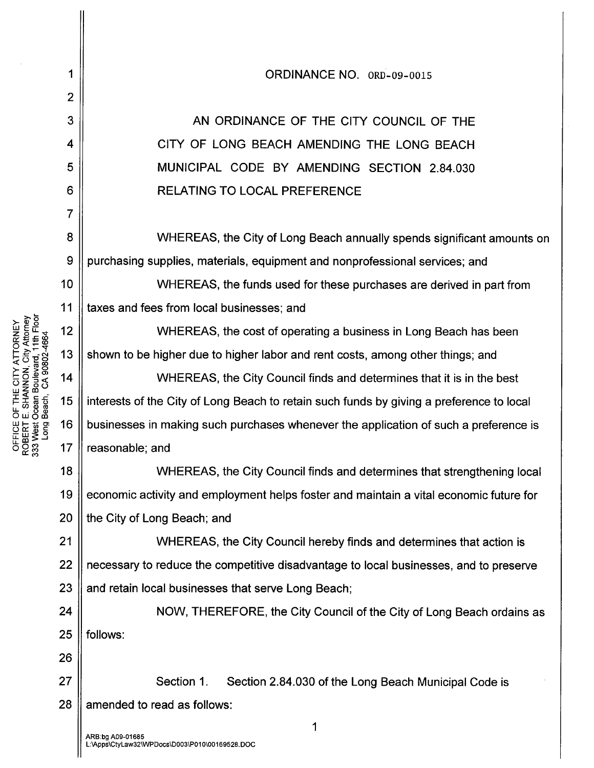ORDINANCE NO. ORD-09-0015

AN ORDINANCE OF THE CITY COUNCIL OF THE CITY OF LONG BEACH AMENDING THE LONG BEACH MUNICIPAL CODE BY AMENDING SECTION 2.84.030 RELATING TO LOCAL PREFERENCE

WHEREAS, the City of Long Beach annually spends significant amounts on purchasing supplies, materials, equipment and nonprofessional services; and

WHEREAS, the funds used for these purchases are derived in part from taxes and fees from local businesses; and

WHEREAS, the cost of operating a business in Long Beach has been shown to be higher due to higher labor and rent costs, among other things; and

WHEREAS, the City Council finds and determines that it is in the best interests of the City of Long Beach to retain such funds by giving a preference to local businesses in making such purchases whenever the application of such a preference is reasonable; and

WHEREAS, the City Council finds and determines that strengthening local economic activity and employment helps foster and maintain a vital economic future for the City of Long Beach; and

WHEREAS, the City Council hereby finds and determines that action is necessary to reduce the competitive disadvantage to local businesses, and to preserve and retain local businesses that serve Long Beach;

NOW, THEREFORE, the City Council of the City of Long Beach ordains as follows:

Section 1. Section 2.84.030 of the Long Beach Municipal Code is amended to read as follows: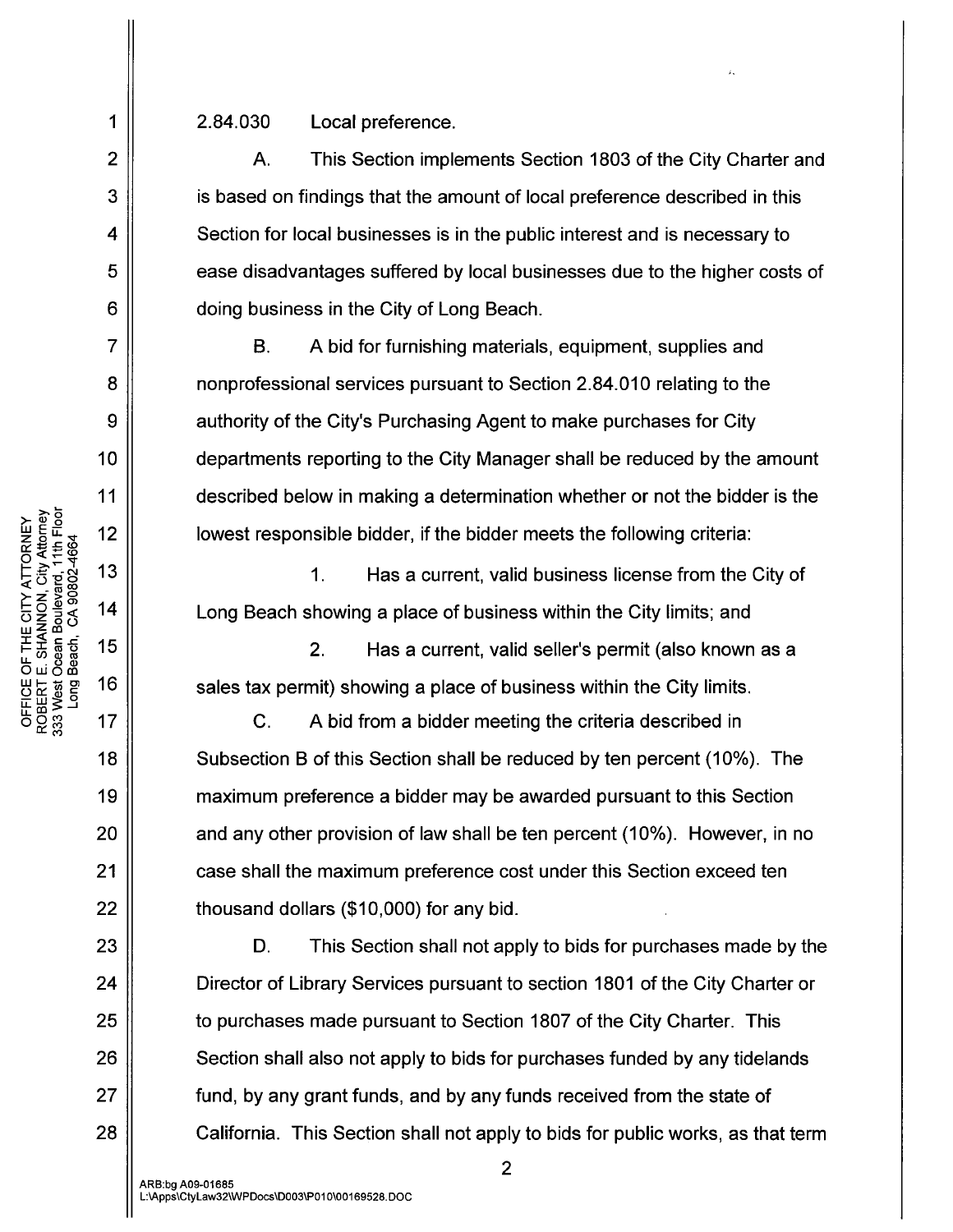2.84.030 Local preference.

A. This Section implements Section 1803 of the City Charter and is based on findings that the amount of local preference described in this Section for local businesses is in the public interest and is necessary to ease disadvantages suffered by local businesses due to the higher costs of doing business in the City of Long Beach.

B. A bid for furnishing materials, equipment, supplies and nonprofessional services pursuant to Section 2.84.010 relating to the authority of the City's Purchasing Agent to make purchases for City departments reporting to the City Manager shall be reduced by the amount described below in making a determination whether or not the bidder is the lowest responsible bidder, if the bidder meets the following criteria:

1. Has a current, valid business license from the City of Long Beach showing a place of business within the City limits; and

2. Has a current, valid seller's permit (also known as a sales tax permit) showing a place of business within the City limits.

C. A bid from a bidder meeting the criteria described in Subsection B of this Section shall be reduced by ten percent (10%). The maximum preference a bidder may be awarded pursuant to this Section and any other provision of law shall be ten percent (10%). However, in no case shall the maximum preference cost under this Section exceed ten thousand dollars ($10,000) for any bid.

D. This Section shall not apply to bids for purchases made by the Director of Library Services pursuant to section 1801 of the City Charter or to purchases made pursuant to Section 1807 of the City Charter. This Section shall also not apply to bids for purchases funded by any tidelands fund, by any grant funds, and by any funds received from the state of California. This Section shall not apply to bids for public works, as that term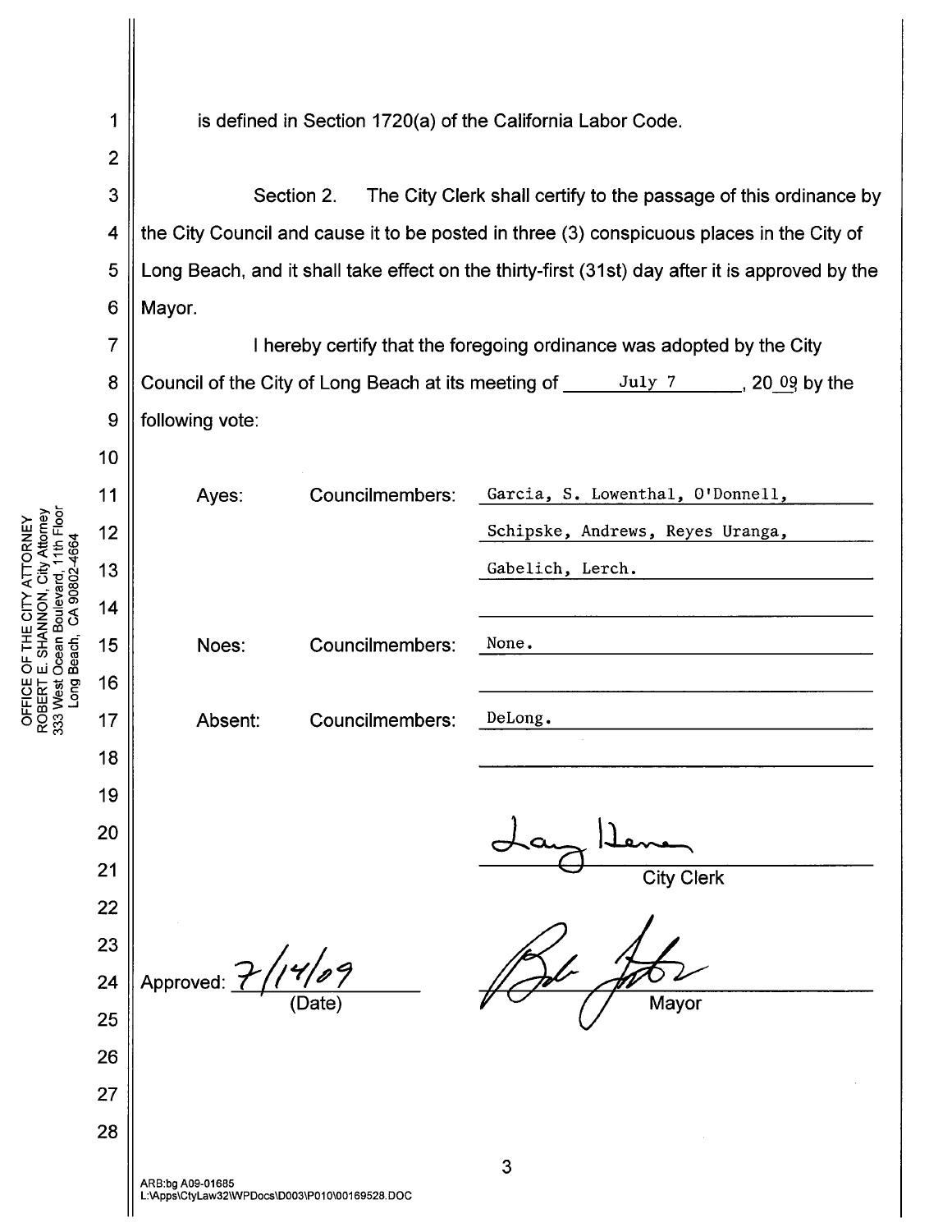is defined in Section 1720(a) of the California Labor Code.

Section 2. The City Clerk shall certify to the passage of this ordinance by the City Council and cause it to be posted in three (3) conspicuous places in the City of Long Beach, and it shall take effect on the thirty-first (31st) day after it is approved by the Mayor.

I hereby certify that the foregoing ordinance was adopted by the City Council of the City of Long Beach at its meeting of July 7, 2009 by the following vote:

| | | |
|---|---|---|
| Ayes: | Councilmembers: | Garcia, S. Lowenthal, O'Donnell, Schipske, Andrews, Reyes Uranga, Gabelich, Lerch. |
| Noes: | Councilmembers: | None. |
| Absent: | Councilmembers: | DeLong. |

City Clerk

Approved: 7/14/09 (Date)

Mayor

OFFICE OF THE CITY ATTORNEY
ROBERT E. SHANNON, City Attorney
333 West Ocean Boulevard, 11th Floor
Long Beach, CA 90802-4664

ARB:bg A09-01685
L:\Apps\CtyLaw32\WPDocs\D003\P010\00169528.DOC